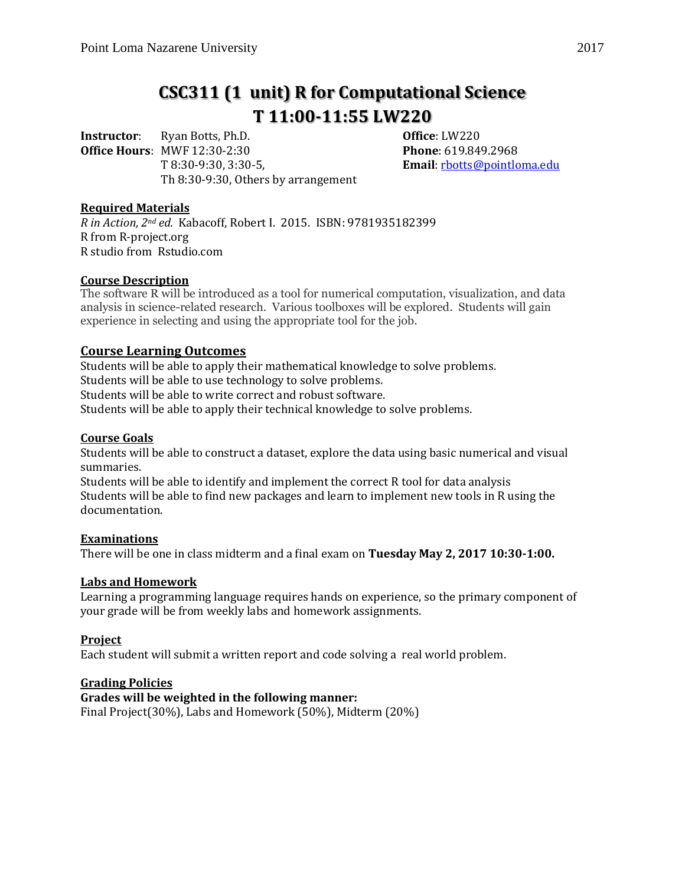# CSC311 (1 unit) R for Computational Science
# T 11:00-11:55 LW220

**Instructor**: Ryan Botts, Ph.D.
**Office Hours**: MWF 12:30-2:30
T 8:30-9:30, 3:30-5,
Th 8:30-9:30, Others by arrangement

**Office**: LW220
**Phone**: 619.849.2968
**Email**: rbotts@pointloma.edu

## Required Materials

*R in Action, 2nd ed.* Kabacoff, Robert I. 2015. ISBN: 9781935182399
R from R-project.org
R studio from Rstudio.com

## Course Description

The software R will be introduced as a tool for numerical computation, visualization, and data analysis in science-related research. Various toolboxes will be explored. Students will gain experience in selecting and using the appropriate tool for the job.

## Course Learning Outcomes

Students will be able to apply their mathematical knowledge to solve problems.
Students will be able to use technology to solve problems.
Students will be able to write correct and robust software.
Students will be able to apply their technical knowledge to solve problems.

## Course Goals

Students will be able to construct a dataset, explore the data using basic numerical and visual summaries.
Students will be able to identify and implement the correct R tool for data analysis
Students will be able to find new packages and learn to implement new tools in R using the documentation.

## Examinations

There will be one in class midterm and a final exam on **Tuesday May 2, 2017 10:30-1:00.**

## Labs and Homework

Learning a programming language requires hands on experience, so the primary component of your grade will be from weekly labs and homework assignments.

## Project

Each student will submit a written report and code solving a real world problem.

## Grading Policies

**Grades will be weighted in the following manner:**
Final Project(30%), Labs and Homework (50%), Midterm (20%)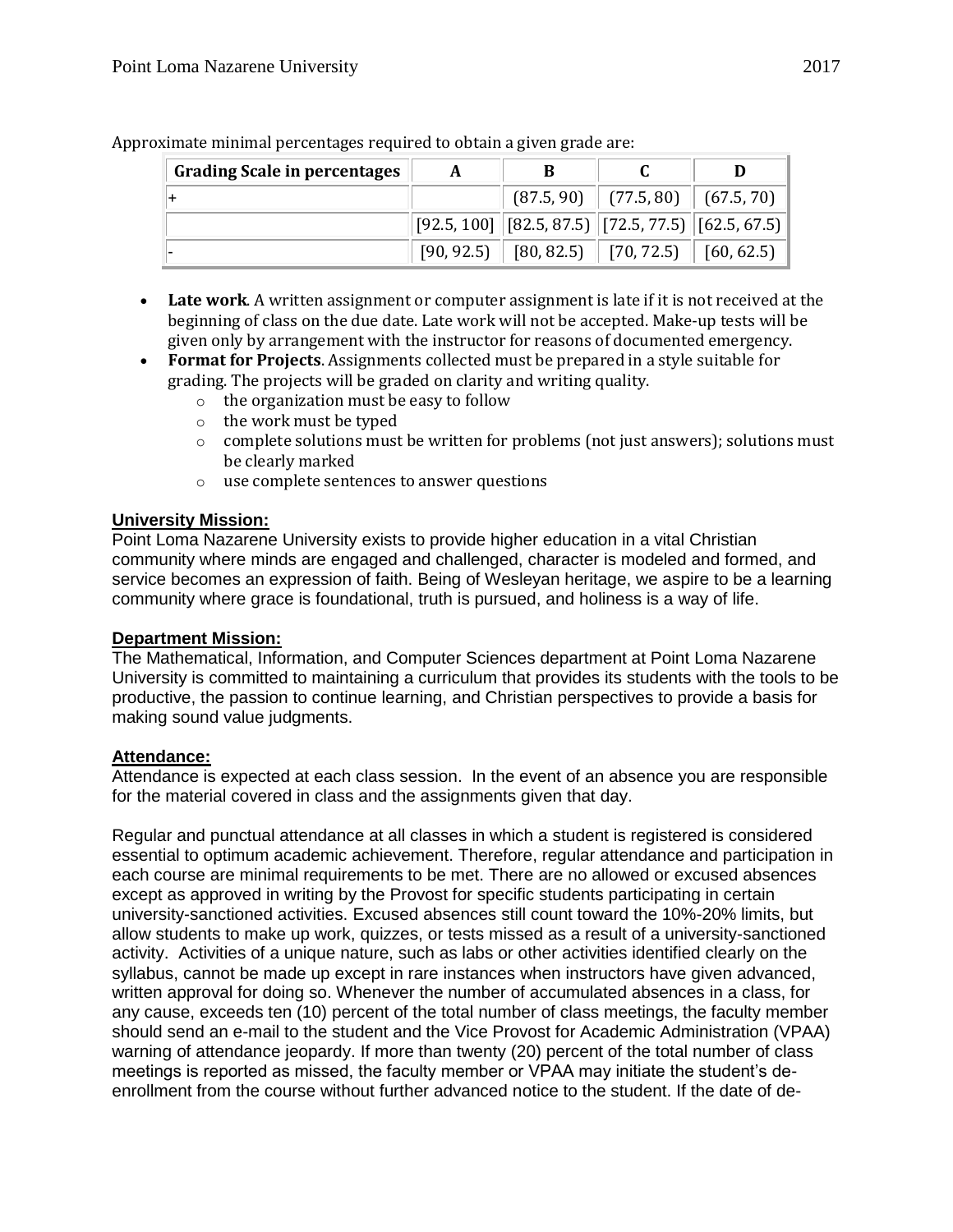Approximate minimal percentages required to obtain a given grade are:

| Grading Scale in percentages | A | B | C | D |
|---|---|---|---|---|
| + | | (87.5, 90) | (77.5, 80) | (67.5, 70) |
| | [92.5, 100] | [82.5, 87.5) | [72.5, 77.5) | [62.5, 67.5) |
| - | [90, 92.5) | [80, 82.5) | [70, 72.5) | [60, 62.5) |

- **Late work**. A written assignment or computer assignment is late if it is not received at the beginning of class on the due date. Late work will not be accepted. Make-up tests will be given only by arrangement with the instructor for reasons of documented emergency.
- **Format for Projects**. Assignments collected must be prepared in a style suitable for grading. The projects will be graded on clarity and writing quality.
  - the organization must be easy to follow
  - the work must be typed
  - complete solutions must be written for problems (not just answers); solutions must be clearly marked
  - use complete sentences to answer questions

**University Mission:**

Point Loma Nazarene University exists to provide higher education in a vital Christian community where minds are engaged and challenged, character is modeled and formed, and service becomes an expression of faith. Being of Wesleyan heritage, we aspire to be a learning community where grace is foundational, truth is pursued, and holiness is a way of life.

**Department Mission:**

The Mathematical, Information, and Computer Sciences department at Point Loma Nazarene University is committed to maintaining a curriculum that provides its students with the tools to be productive, the passion to continue learning, and Christian perspectives to provide a basis for making sound value judgments.

**Attendance:**

Attendance is expected at each class session. In the event of an absence you are responsible for the material covered in class and the assignments given that day.

Regular and punctual attendance at all classes in which a student is registered is considered essential to optimum academic achievement. Therefore, regular attendance and participation in each course are minimal requirements to be met. There are no allowed or excused absences except as approved in writing by the Provost for specific students participating in certain university-sanctioned activities. Excused absences still count toward the 10%-20% limits, but allow students to make up work, quizzes, or tests missed as a result of a university-sanctioned activity. Activities of a unique nature, such as labs or other activities identified clearly on the syllabus, cannot be made up except in rare instances when instructors have given advanced, written approval for doing so. Whenever the number of accumulated absences in a class, for any cause, exceeds ten (10) percent of the total number of class meetings, the faculty member should send an e-mail to the student and the Vice Provost for Academic Administration (VPAA) warning of attendance jeopardy. If more than twenty (20) percent of the total number of class meetings is reported as missed, the faculty member or VPAA may initiate the student's de-enrollment from the course without further advanced notice to the student. If the date of de-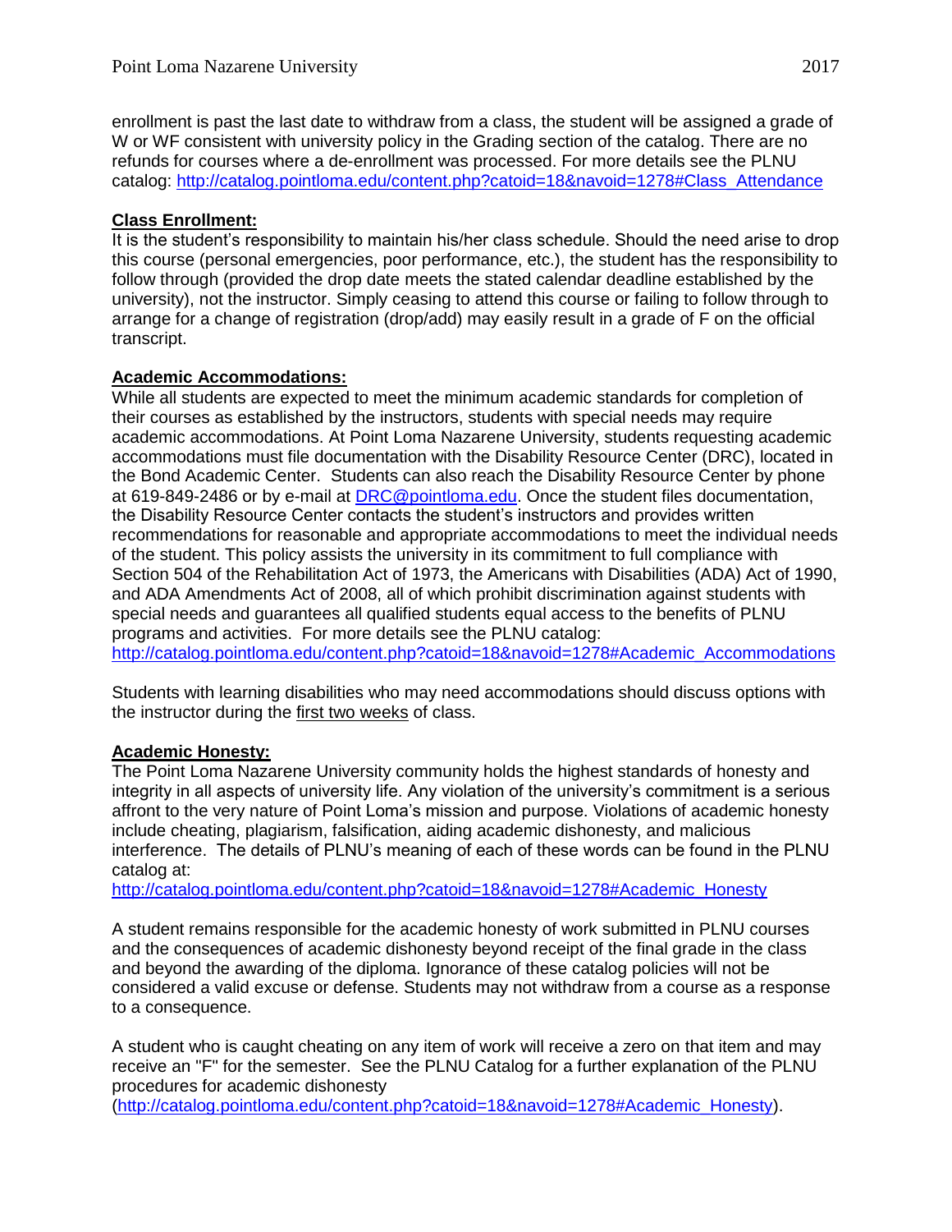enrollment is past the last date to withdraw from a class, the student will be assigned a grade of W or WF consistent with university policy in the Grading section of the catalog. There are no refunds for courses where a de-enrollment was processed. For more details see the PLNU catalog: http://catalog.pointloma.edu/content.php?catoid=18&navoid=1278#Class_Attendance

**Class Enrollment:**

It is the student's responsibility to maintain his/her class schedule. Should the need arise to drop this course (personal emergencies, poor performance, etc.), the student has the responsibility to follow through (provided the drop date meets the stated calendar deadline established by the university), not the instructor. Simply ceasing to attend this course or failing to follow through to arrange for a change of registration (drop/add) may easily result in a grade of F on the official transcript.

**Academic Accommodations:**

While all students are expected to meet the minimum academic standards for completion of their courses as established by the instructors, students with special needs may require academic accommodations. At Point Loma Nazarene University, students requesting academic accommodations must file documentation with the Disability Resource Center (DRC), located in the Bond Academic Center. Students can also reach the Disability Resource Center by phone at 619-849-2486 or by e-mail at DRC@pointloma.edu. Once the student files documentation, the Disability Resource Center contacts the student's instructors and provides written recommendations for reasonable and appropriate accommodations to meet the individual needs of the student. This policy assists the university in its commitment to full compliance with Section 504 of the Rehabilitation Act of 1973, the Americans with Disabilities (ADA) Act of 1990, and ADA Amendments Act of 2008, all of which prohibit discrimination against students with special needs and guarantees all qualified students equal access to the benefits of PLNU programs and activities. For more details see the PLNU catalog: http://catalog.pointloma.edu/content.php?catoid=18&navoid=1278#Academic_Accommodations

Students with learning disabilities who may need accommodations should discuss options with the instructor during the first two weeks of class.

**Academic Honesty:**

The Point Loma Nazarene University community holds the highest standards of honesty and integrity in all aspects of university life. Any violation of the university's commitment is a serious affront to the very nature of Point Loma's mission and purpose. Violations of academic honesty include cheating, plagiarism, falsification, aiding academic dishonesty, and malicious interference. The details of PLNU's meaning of each of these words can be found in the PLNU catalog at:
http://catalog.pointloma.edu/content.php?catoid=18&navoid=1278#Academic_Honesty

A student remains responsible for the academic honesty of work submitted in PLNU courses and the consequences of academic dishonesty beyond receipt of the final grade in the class and beyond the awarding of the diploma. Ignorance of these catalog policies will not be considered a valid excuse or defense. Students may not withdraw from a course as a response to a consequence.

A student who is caught cheating on any item of work will receive a zero on that item and may receive an "F" for the semester. See the PLNU Catalog for a further explanation of the PLNU procedures for academic dishonesty (http://catalog.pointloma.edu/content.php?catoid=18&navoid=1278#Academic_Honesty).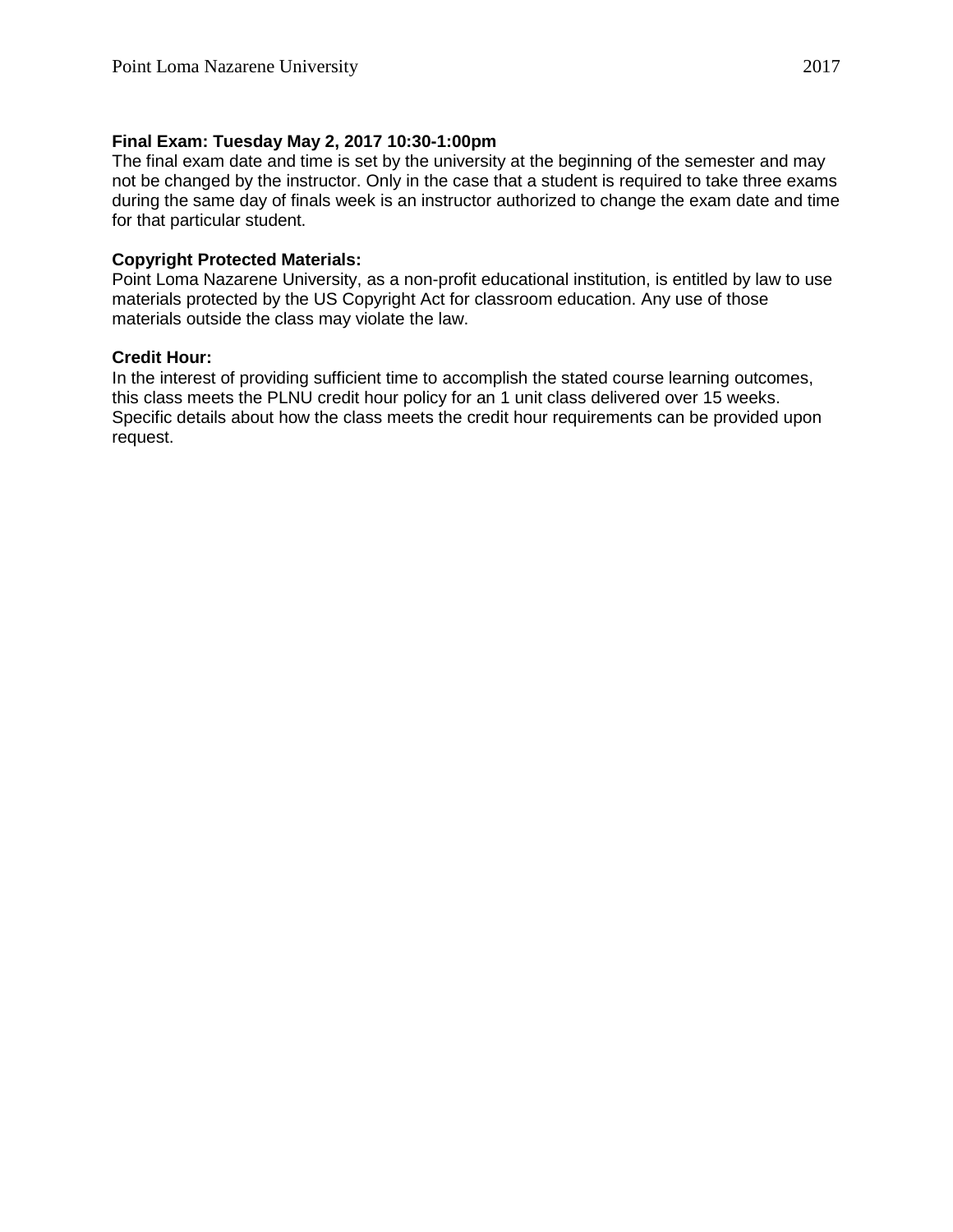**Final Exam: Tuesday May 2, 2017 10:30-1:00pm**
The final exam date and time is set by the university at the beginning of the semester and may not be changed by the instructor. Only in the case that a student is required to take three exams during the same day of finals week is an instructor authorized to change the exam date and time for that particular student.

**Copyright Protected Materials:**
Point Loma Nazarene University, as a non-profit educational institution, is entitled by law to use materials protected by the US Copyright Act for classroom education. Any use of those materials outside the class may violate the law.

**Credit Hour:**
In the interest of providing sufficient time to accomplish the stated course learning outcomes, this class meets the PLNU credit hour policy for an 1 unit class delivered over 15 weeks. Specific details about how the class meets the credit hour requirements can be provided upon request.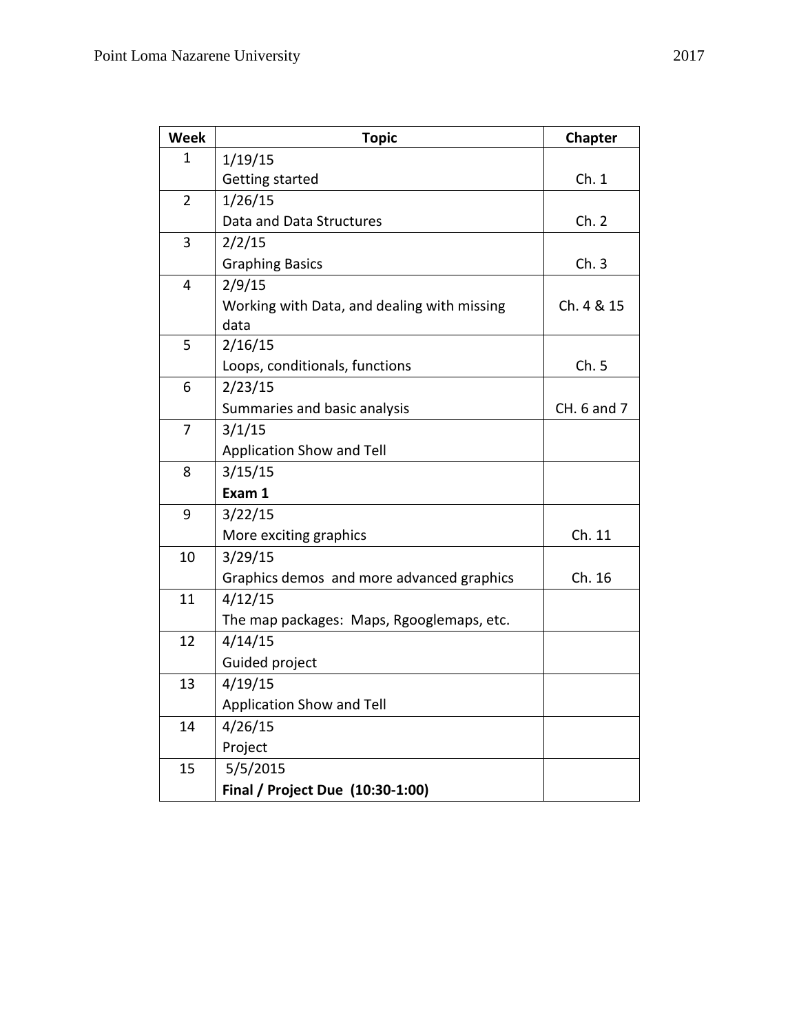| Week | Topic | Chapter |
| --- | --- | --- |
| 1 | 1/19/15<br>Getting started | Ch. 1 |
| 2 | 1/26/15<br>Data and Data Structures | Ch. 2 |
| 3 | 2/2/15<br>Graphing Basics | Ch. 3 |
| 4 | 2/9/15<br>Working with Data, and dealing with missing data | Ch. 4 & 15 |
| 5 | 2/16/15<br>Loops, conditionals, functions | Ch. 5 |
| 6 | 2/23/15<br>Summaries and basic analysis | CH. 6 and 7 |
| 7 | 3/1/15<br>Application Show and Tell | |
| 8 | 3/15/15<br>**Exam 1** | |
| 9 | 3/22/15<br>More exciting graphics | Ch. 11 |
| 10 | 3/29/15<br>Graphics demos and more advanced graphics | Ch. 16 |
| 11 | 4/12/15<br>The map packages: Maps, Rgooglemaps, etc. | |
| 12 | 4/14/15<br>Guided project | |
| 13 | 4/19/15<br>Application Show and Tell | |
| 14 | 4/26/15<br>Project | |
| 15 | 5/5/2015<br>**Final / Project Due (10:30-1:00)** | |